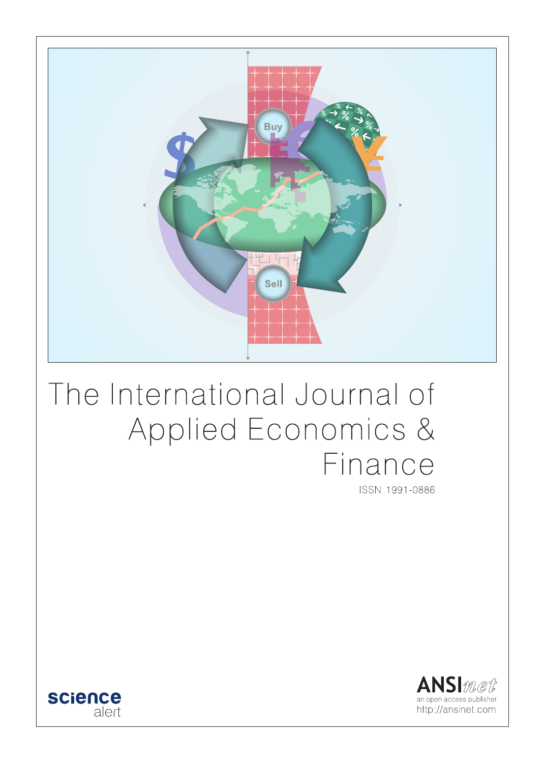# The International Journal of Applied Economics & Finance

ISSN 1991-0886

science alert

ANSInet

an open access publisher

http://ansinet.com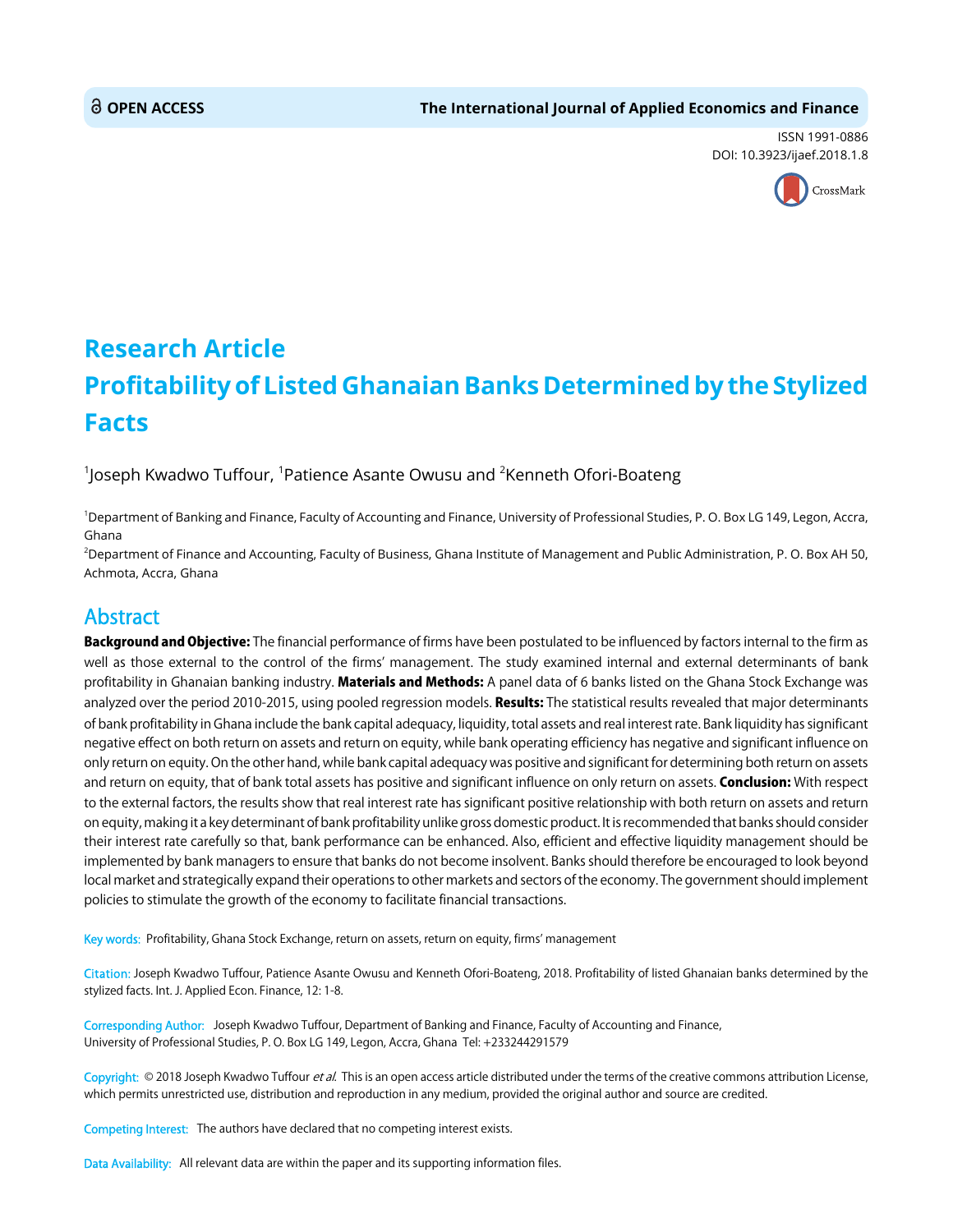OPEN ACCESS

The International Journal of Applied Economics and Finance

ISSN 1991-0886
DOI: 10.3923/ijaef.2018.1.8

# Research Article
# Profitability of Listed Ghanaian Banks Determined by the Stylized Facts

[1]Joseph Kwadwo Tuffour, [1]Patience Asante Owusu and [2]Kenneth Ofori-Boateng

[1]Department of Banking and Finance, Faculty of Accounting and Finance, University of Professional Studies, P. O. Box LG 149, Legon, Accra, Ghana

[2]Department of Finance and Accounting, Faculty of Business, Ghana Institute of Management and Public Administration, P. O. Box AH 50, Achmota, Accra, Ghana

## Abstract

**Background and Objective:** The financial performance of firms have been postulated to be influenced by factors internal to the firm as well as those external to the control of the firms' management. The study examined internal and external determinants of bank profitability in Ghanaian banking industry. **Materials and Methods:** A panel data of 6 banks listed on the Ghana Stock Exchange was analyzed over the period 2010-2015, using pooled regression models. **Results:** The statistical results revealed that major determinants of bank profitability in Ghana include the bank capital adequacy, liquidity, total assets and real interest rate. Bank liquidity has significant negative effect on both return on assets and return on equity, while bank operating efficiency has negative and significant influence on only return on equity. On the other hand, while bank capital adequacy was positive and significant for determining both return on assets and return on equity, that of bank total assets has positive and significant influence on only return on assets. **Conclusion:** With respect to the external factors, the results show that real interest rate has significant positive relationship with both return on assets and return on equity, making it a key determinant of bank profitability unlike gross domestic product. It is recommended that banks should consider their interest rate carefully so that, bank performance can be enhanced. Also, efficient and effective liquidity management should be implemented by bank managers to ensure that banks do not become insolvent. Banks should therefore be encouraged to look beyond local market and strategically expand their operations to other markets and sectors of the economy. The government should implement policies to stimulate the growth of the economy to facilitate financial transactions.

Key words: Profitability, Ghana Stock Exchange, return on assets, return on equity, firms' management

Citation: Joseph Kwadwo Tuffour, Patience Asante Owusu and Kenneth Ofori-Boateng, 2018. Profitability of listed Ghanaian banks determined by the stylized facts. Int. J. Applied Econ. Finance, 12: 1-8.

Corresponding Author: Joseph Kwadwo Tuffour, Department of Banking and Finance, Faculty of Accounting and Finance, University of Professional Studies, P. O. Box LG 149, Legon, Accra, Ghana Tel: +233244291579

Copyright: © 2018 Joseph Kwadwo Tuffour *et al.* This is an open access article distributed under the terms of the creative commons attribution License, which permits unrestricted use, distribution and reproduction in any medium, provided the original author and source are credited.

Competing Interest: The authors have declared that no competing interest exists.

Data Availability: All relevant data are within the paper and its supporting information files.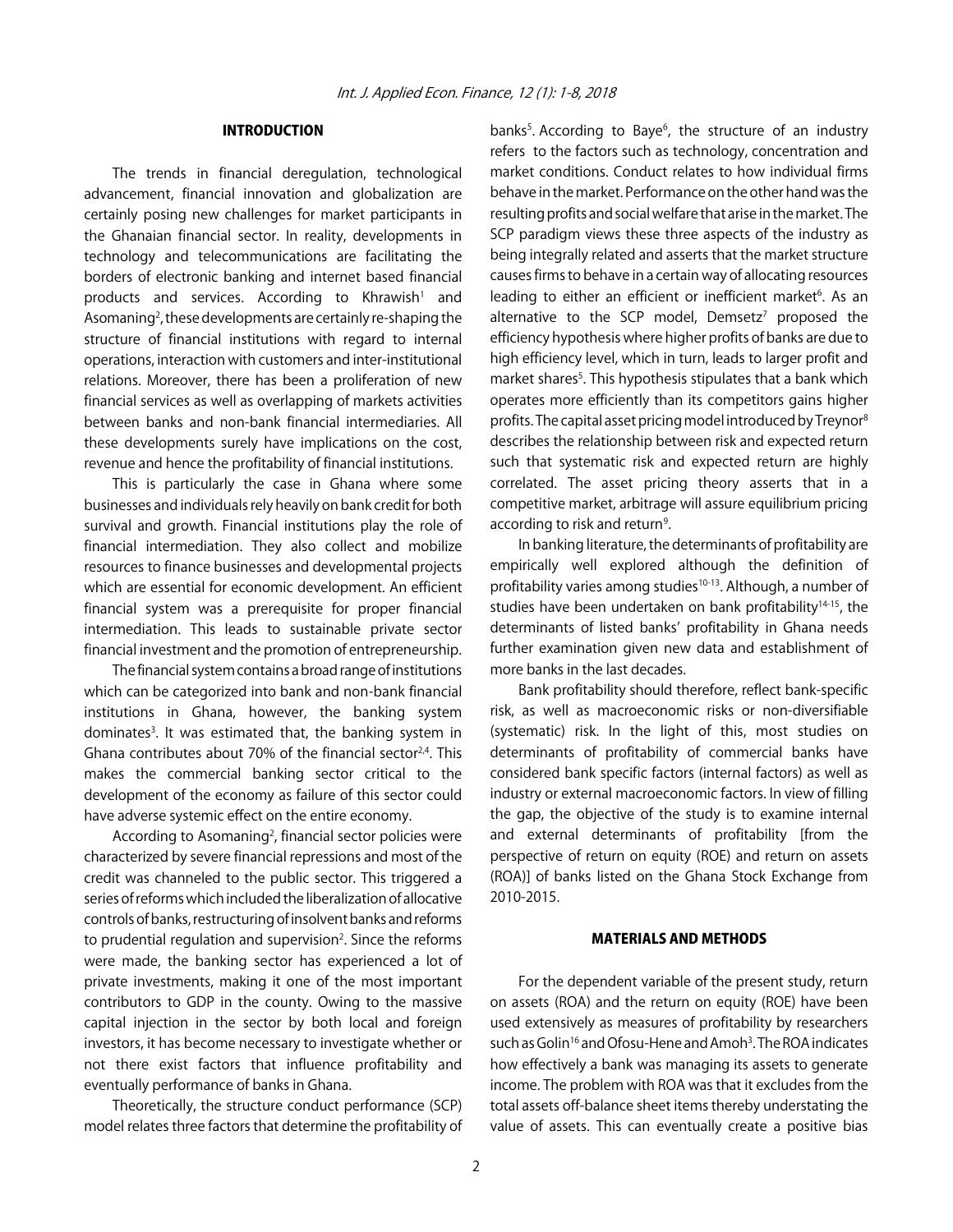## INTRODUCTION

The trends in financial deregulation, technological advancement, financial innovation and globalization are certainly posing new challenges for market participants in the Ghanaian financial sector. In reality, developments in technology and telecommunications are facilitating the borders of electronic banking and internet based financial products and services. According to Khrawish[1] and Asomaning[2], these developments are certainly re-shaping the structure of financial institutions with regard to internal operations, interaction with customers and inter-institutional relations. Moreover, there has been a proliferation of new financial services as well as overlapping of markets activities between banks and non-bank financial intermediaries. All these developments surely have implications on the cost, revenue and hence the profitability of financial institutions.

This is particularly the case in Ghana where some businesses and individuals rely heavily on bank credit for both survival and growth. Financial institutions play the role of financial intermediation. They also collect and mobilize resources to finance businesses and developmental projects which are essential for economic development. An efficient financial system was a prerequisite for proper financial intermediation. This leads to sustainable private sector financial investment and the promotion of entrepreneurship.

The financial system contains a broad range of institutions which can be categorized into bank and non-bank financial institutions in Ghana, however, the banking system dominates[3]. It was estimated that, the banking system in Ghana contributes about 70% of the financial sector[2,4]. This makes the commercial banking sector critical to the development of the economy as failure of this sector could have adverse systemic effect on the entire economy.

According to Asomaning[2], financial sector policies were characterized by severe financial repressions and most of the credit was channeled to the public sector. This triggered a series of reforms which included the liberalization of allocative controls of banks, restructuring of insolvent banks and reforms to prudential regulation and supervision[2]. Since the reforms were made, the banking sector has experienced a lot of private investments, making it one of the most important contributors to GDP in the county. Owing to the massive capital injection in the sector by both local and foreign investors, it has become necessary to investigate whether or not there exist factors that influence profitability and eventually performance of banks in Ghana.

Theoretically, the structure conduct performance (SCP) model relates three factors that determine the profitability of banks[5]. According to Baye[6], the structure of an industry refers to the factors such as technology, concentration and market conditions. Conduct relates to how individual firms behave in the market. Performance on the other hand was the resulting profits and social welfare that arise in the market. The SCP paradigm views these three aspects of the industry as being integrally related and asserts that the market structure causes firms to behave in a certain way of allocating resources leading to either an efficient or inefficient market[6]. As an alternative to the SCP model, Demsetz[7] proposed the efficiency hypothesis where higher profits of banks are due to high efficiency level, which in turn, leads to larger profit and market shares[5]. This hypothesis stipulates that a bank which operates more efficiently than its competitors gains higher profits. The capital asset pricing model introduced by Treynor[8] describes the relationship between risk and expected return such that systematic risk and expected return are highly correlated. The asset pricing theory asserts that in a competitive market, arbitrage will assure equilibrium pricing according to risk and return[9].

In banking literature, the determinants of profitability are empirically well explored although the definition of profitability varies among studies[10-13]. Although, a number of studies have been undertaken on bank profitability[14-15], the determinants of listed banks' profitability in Ghana needs further examination given new data and establishment of more banks in the last decades.

Bank profitability should therefore, reflect bank-specific risk, as well as macroeconomic risks or non-diversifiable (systematic) risk. In the light of this, most studies on determinants of profitability of commercial banks have considered bank specific factors (internal factors) as well as industry or external macroeconomic factors. In view of filling the gap, the objective of the study is to examine internal and external determinants of profitability [from the perspective of return on equity (ROE) and return on assets (ROA)] of banks listed on the Ghana Stock Exchange from 2010-2015.

## MATERIALS AND METHODS

For the dependent variable of the present study, return on assets (ROA) and the return on equity (ROE) have been used extensively as measures of profitability by researchers such as Golin[16] and Ofosu-Hene and Amoh[3]. The ROA indicates how effectively a bank was managing its assets to generate income. The problem with ROA was that it excludes from the total assets off-balance sheet items thereby understating the value of assets. This can eventually create a positive bias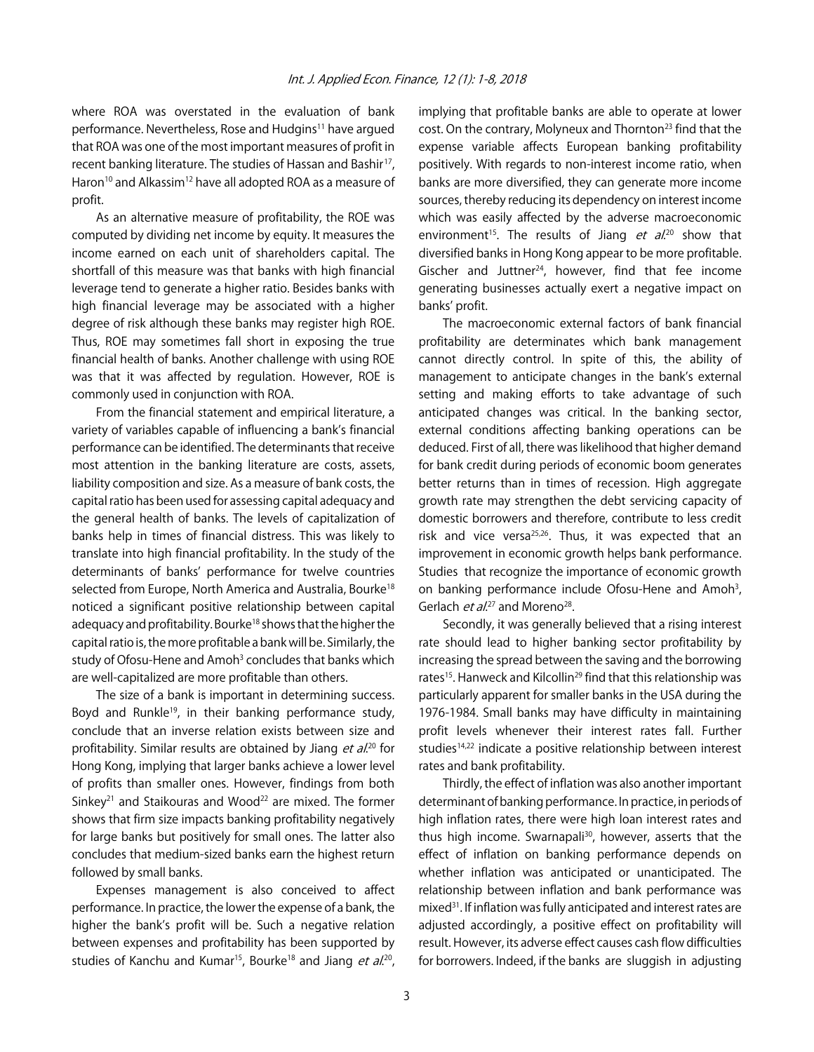where ROA was overstated in the evaluation of bank performance. Nevertheless, Rose and Hudgins[11] have argued that ROA was one of the most important measures of profit in recent banking literature. The studies of Hassan and Bashir[17], Haron[10] and Alkassim[12] have all adopted ROA as a measure of profit.

As an alternative measure of profitability, the ROE was computed by dividing net income by equity. It measures the income earned on each unit of shareholders capital. The shortfall of this measure was that banks with high financial leverage tend to generate a higher ratio. Besides banks with high financial leverage may be associated with a higher degree of risk although these banks may register high ROE. Thus, ROE may sometimes fall short in exposing the true financial health of banks. Another challenge with using ROE was that it was affected by regulation. However, ROE is commonly used in conjunction with ROA.

From the financial statement and empirical literature, a variety of variables capable of influencing a bank's financial performance can be identified. The determinants that receive most attention in the banking literature are costs, assets, liability composition and size. As a measure of bank costs, the capital ratio has been used for assessing capital adequacy and the general health of banks. The levels of capitalization of banks help in times of financial distress. This was likely to translate into high financial profitability. In the study of the determinants of banks' performance for twelve countries selected from Europe, North America and Australia, Bourke[18] noticed a significant positive relationship between capital adequacy and profitability. Bourke[18] shows that the higher the capital ratio is, the more profitable a bank will be. Similarly, the study of Ofosu-Hene and Amoh[3] concludes that banks which are well-capitalized are more profitable than others.

The size of a bank is important in determining success. Boyd and Runkle[19], in their banking performance study, conclude that an inverse relation exists between size and profitability. Similar results are obtained by Jiang *et al.*[20] for Hong Kong, implying that larger banks achieve a lower level of profits than smaller ones. However, findings from both Sinkey[21] and Staikouras and Wood[22] are mixed. The former shows that firm size impacts banking profitability negatively for large banks but positively for small ones. The latter also concludes that medium-sized banks earn the highest return followed by small banks.

Expenses management is also conceived to affect performance. In practice, the lower the expense of a bank, the higher the bank's profit will be. Such a negative relation between expenses and profitability has been supported by studies of Kanchu and Kumar[15], Bourke[18] and Jiang *et al.*[20], implying that profitable banks are able to operate at lower cost. On the contrary, Molyneux and Thornton[23] find that the expense variable affects European banking profitability positively. With regards to non-interest income ratio, when banks are more diversified, they can generate more income sources, thereby reducing its dependency on interest income which was easily affected by the adverse macroeconomic environment[15]. The results of Jiang *et al.*[20] show that diversified banks in Hong Kong appear to be more profitable. Gischer and Juttner[24], however, find that fee income generating businesses actually exert a negative impact on banks' profit.

The macroeconomic external factors of bank financial profitability are determinates which bank management cannot directly control. In spite of this, the ability of management to anticipate changes in the bank's external setting and making efforts to take advantage of such anticipated changes was critical. In the banking sector, external conditions affecting banking operations can be deduced. First of all, there was likelihood that higher demand for bank credit during periods of economic boom generates better returns than in times of recession. High aggregate growth rate may strengthen the debt servicing capacity of domestic borrowers and therefore, contribute to less credit risk and vice versa[25,26]. Thus, it was expected that an improvement in economic growth helps bank performance. Studies that recognize the importance of economic growth on banking performance include Ofosu-Hene and Amoh[3], Gerlach *et al.*[27] and Moreno[28].

Secondly, it was generally believed that a rising interest rate should lead to higher banking sector profitability by increasing the spread between the saving and the borrowing rates[15]. Hanweck and Kilcollin[29] find that this relationship was particularly apparent for smaller banks in the USA during the 1976-1984. Small banks may have difficulty in maintaining profit levels whenever their interest rates fall. Further studies[14,22] indicate a positive relationship between interest rates and bank profitability.

Thirdly, the effect of inflation was also another important determinant of banking performance. In practice, in periods of high inflation rates, there were high loan interest rates and thus high income. Swarnapali[30], however, asserts that the effect of inflation on banking performance depends on whether inflation was anticipated or unanticipated. The relationship between inflation and bank performance was mixed[31]. If inflation was fully anticipated and interest rates are adjusted accordingly, a positive effect on profitability will result. However, its adverse effect causes cash flow difficulties for borrowers. Indeed, if the banks are sluggish in adjusting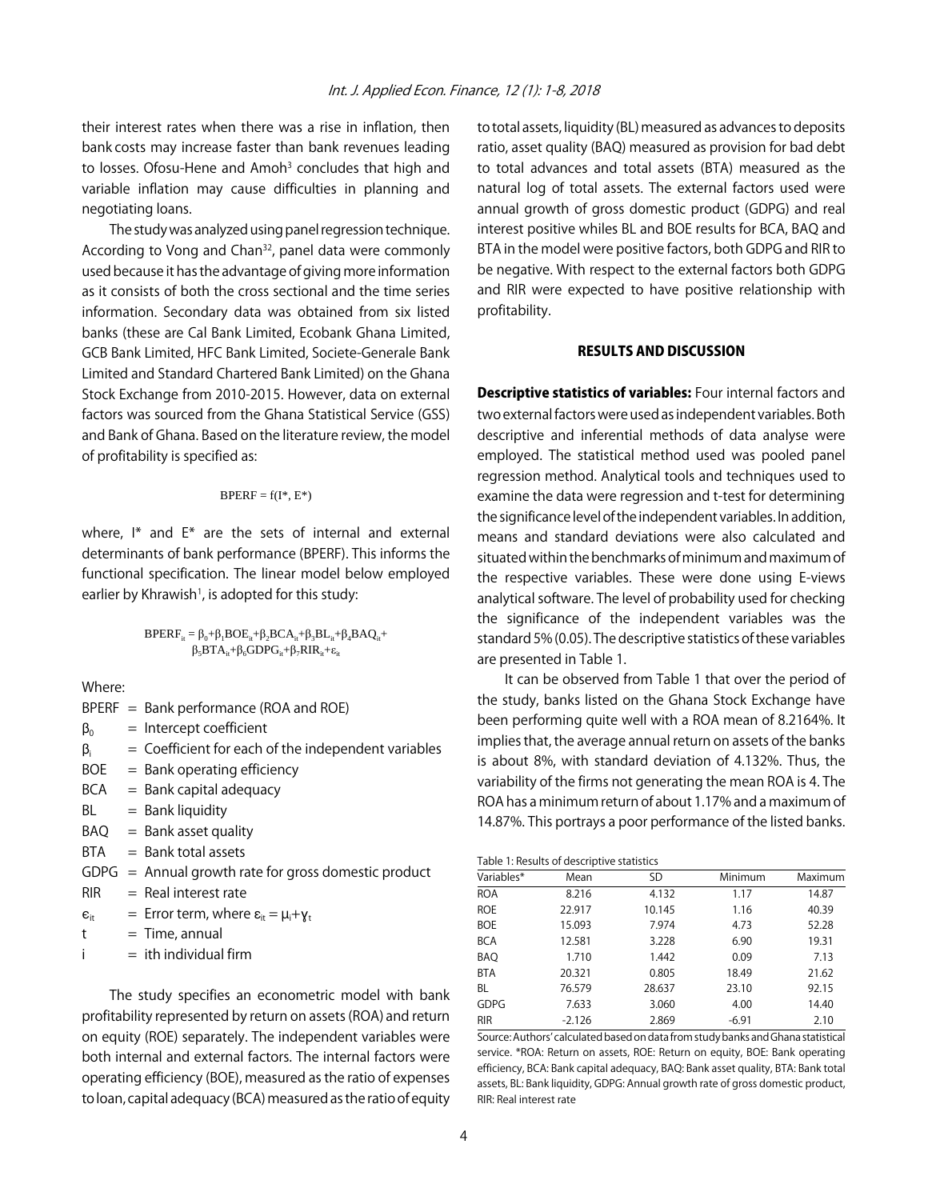their interest rates when there was a rise in inflation, then bank costs may increase faster than bank revenues leading to losses. Ofosu-Hene and Amoh[3] concludes that high and variable inflation may cause difficulties in planning and negotiating loans.

The study was analyzed using panel regression technique. According to Vong and Chan[32], panel data were commonly used because it has the advantage of giving more information as it consists of both the cross sectional and the time series information. Secondary data was obtained from six listed banks (these are Cal Bank Limited, Ecobank Ghana Limited, GCB Bank Limited, HFC Bank Limited, Societe-Generale Bank Limited and Standard Chartered Bank Limited) on the Ghana Stock Exchange from 2010-2015. However, data on external factors was sourced from the Ghana Statistical Service (GSS) and Bank of Ghana. Based on the literature review, the model of profitability is specified as:

$$\text{BPERF} = f(I^*, E^*)$$

where, I* and E* are the sets of internal and external determinants of bank performance (BPERF). This informs the functional specification. The linear model below employed earlier by Khrawish[1], is adopted for this study:

$$\text{BPERF}_{it} = \beta_0+\beta_1\text{BOE}_{it}+\beta_2\text{BCA}_{it}+\beta_3\text{BL}_{it}+\beta_4\text{BAQ}_{it}+\beta_5\text{BTA}_{it}+\beta_6\text{GDPG}_{it}+\beta_7\text{RIR}_{it}+\varepsilon_{it}$$

Where:

- BPERF = Bank performance (ROA and ROE)
- $\beta_0$ = Intercept coefficient
- $\beta_i$ = Coefficient for each of the independent variables
- BOE = Bank operating efficiency
- BCA = Bank capital adequacy
- BL = Bank liquidity
- BAQ = Bank asset quality
- BTA = Bank total assets
- GDPG = Annual growth rate for gross domestic product
- RIR = Real interest rate
- $\epsilon_{it}$ = Error term, where $\varepsilon_{it} = \mu_i+\gamma_t$
- t = Time, annual
- i = ith individual firm

The study specifies an econometric model with bank profitability represented by return on assets (ROA) and return on equity (ROE) separately. The independent variables were both internal and external factors. The internal factors were operating efficiency (BOE), measured as the ratio of expenses to loan, capital adequacy (BCA) measured as the ratio of equity to total assets, liquidity (BL) measured as advances to deposits ratio, asset quality (BAQ) measured as provision for bad debt to total advances and total assets (BTA) measured as the natural log of total assets. The external factors used were annual growth of gross domestic product (GDPG) and real interest positive whiles BL and BOE results for BCA, BAQ and BTA in the model were positive factors, both GDPG and RIR to be negative. With respect to the external factors both GDPG and RIR were expected to have positive relationship with profitability.

## RESULTS AND DISCUSSION

**Descriptive statistics of variables:** Four internal factors and two external factors were used as independent variables. Both descriptive and inferential methods of data analyse were employed. The statistical method used was pooled panel regression method. Analytical tools and techniques used to examine the data were regression and t-test for determining the significance level of the independent variables. In addition, means and standard deviations were also calculated and situated within the benchmarks of minimum and maximum of the respective variables. These were done using E-views analytical software. The level of probability used for checking the significance of the independent variables was the standard 5% (0.05). The descriptive statistics of these variables are presented in Table 1.

It can be observed from Table 1 that over the period of the study, banks listed on the Ghana Stock Exchange have been performing quite well with a ROA mean of 8.2164%. It implies that, the average annual return on assets of the banks is about 8%, with standard deviation of 4.132%. Thus, the variability of the firms not generating the mean ROA is 4. The ROA has a minimum return of about 1.17% and a maximum of 14.87%. This portrays a poor performance of the listed banks.

Table 1: Results of descriptive statistics

| Variables* | Mean | SD | Minimum | Maximum |
|---|---|---|---|---|
| ROA | 8.216 | 4.132 | 1.17 | 14.87 |
| ROE | 22.917 | 10.145 | 1.16 | 40.39 |
| BOE | 15.093 | 7.974 | 4.73 | 52.28 |
| BCA | 12.581 | 3.228 | 6.90 | 19.31 |
| BAQ | 1.710 | 1.442 | 0.09 | 7.13 |
| BTA | 20.321 | 0.805 | 18.49 | 21.62 |
| BL | 76.579 | 28.637 | 23.10 | 92.15 |
| GDPG | 7.633 | 3.060 | 4.00 | 14.40 |
| RIR | -2.126 | 2.869 | -6.91 | 2.10 |

Source: Authors' calculated based on data from study banks and Ghana statistical service. *ROA: Return on assets, ROE: Return on equity, BOE: Bank operating efficiency, BCA: Bank capital adequacy, BAQ: Bank asset quality, BTA: Bank total assets, BL: Bank liquidity, GDPG: Annual growth rate of gross domestic product, RIR: Real interest rate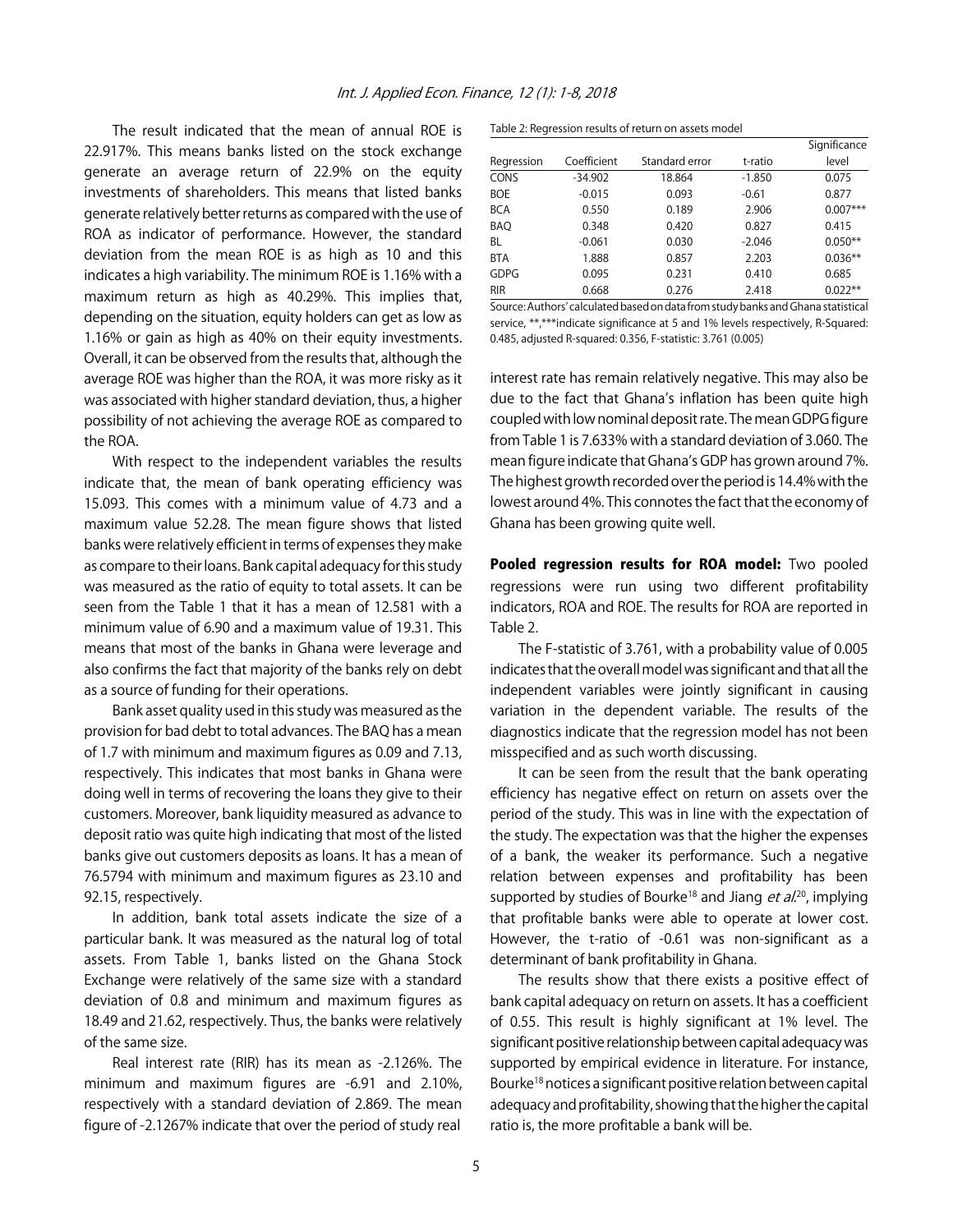The result indicated that the mean of annual ROE is 22.917%. This means banks listed on the stock exchange generate an average return of 22.9% on the equity investments of shareholders. This means that listed banks generate relatively better returns as compared with the use of ROA as indicator of performance. However, the standard deviation from the mean ROE is as high as 10 and this indicates a high variability. The minimum ROE is 1.16% with a maximum return as high as 40.29%. This implies that, depending on the situation, equity holders can get as low as 1.16% or gain as high as 40% on their equity investments. Overall, it can be observed from the results that, although the average ROE was higher than the ROA, it was more risky as it was associated with higher standard deviation, thus, a higher possibility of not achieving the average ROE as compared to the ROA.

With respect to the independent variables the results indicate that, the mean of bank operating efficiency was 15.093. This comes with a minimum value of 4.73 and a maximum value 52.28. The mean figure shows that listed banks were relatively efficient in terms of expenses they make as compare to their loans. Bank capital adequacy for this study was measured as the ratio of equity to total assets. It can be seen from the Table 1 that it has a mean of 12.581 with a minimum value of 6.90 and a maximum value of 19.31. This means that most of the banks in Ghana were leverage and also confirms the fact that majority of the banks rely on debt as a source of funding for their operations.

Bank asset quality used in this study was measured as the provision for bad debt to total advances. The BAQ has a mean of 1.7 with minimum and maximum figures as 0.09 and 7.13, respectively. This indicates that most banks in Ghana were doing well in terms of recovering the loans they give to their customers. Moreover, bank liquidity measured as advance to deposit ratio was quite high indicating that most of the listed banks give out customers deposits as loans. It has a mean of 76.5794 with minimum and maximum figures as 23.10 and 92.15, respectively.

In addition, bank total assets indicate the size of a particular bank. It was measured as the natural log of total assets. From Table 1, banks listed on the Ghana Stock Exchange were relatively of the same size with a standard deviation of 0.8 and minimum and maximum figures as 18.49 and 21.62, respectively. Thus, the banks were relatively of the same size.

Real interest rate (RIR) has its mean as -2.126%. The minimum and maximum figures are -6.91 and 2.10%, respectively with a standard deviation of 2.869. The mean figure of -2.1267% indicate that over the period of study real interest rate has remain relatively negative. This may also be due to the fact that Ghana's inflation has been quite high coupled with low nominal deposit rate. The mean GDPG figure from Table 1 is 7.633% with a standard deviation of 3.060. The mean figure indicate that Ghana's GDP has grown around 7%. The highest growth recorded over the period is 14.4% with the lowest around 4%. This connotes the fact that the economy of Ghana has been growing quite well.

Table 2: Regression results of return on assets model

| Regression | Coefficient | Standard error | t-ratio | Significance level |
|---|---|---|---|---|
| CONS | -34.902 | 18.864 | -1.850 | 0.075 |
| BOE | -0.015 | 0.093 | -0.61 | 0.877 |
| BCA | 0.550 | 0.189 | 2.906 | 0.007*** |
| BAQ | 0.348 | 0.420 | 0.827 | 0.415 |
| BL | -0.061 | 0.030 | -2.046 | 0.050** |
| BTA | 1.888 | 0.857 | 2.203 | 0.036** |
| GDPG | 0.095 | 0.231 | 0.410 | 0.685 |
| RIR | 0.668 | 0.276 | 2.418 | 0.022** |

Source: Authors' calculated based on data from study banks and Ghana statistical service, **,***indicate significance at 5 and 1% levels respectively, R-Squared: 0.485, adjusted R-squared: 0.356, F-statistic: 3.761 (0.005)

**Pooled regression results for ROA model:** Two pooled regressions were run using two different profitability indicators, ROA and ROE. The results for ROA are reported in Table 2.

The F-statistic of 3.761, with a probability value of 0.005 indicates that the overall model was significant and that all the independent variables were jointly significant in causing variation in the dependent variable. The results of the diagnostics indicate that the regression model has not been misspecified and as such worth discussing.

It can be seen from the result that the bank operating efficiency has negative effect on return on assets over the period of the study. This was in line with the expectation of the study. The expectation was that the higher the expenses of a bank, the weaker its performance. Such a negative relation between expenses and profitability has been supported by studies of Bourke[18] and Jiang *et al.*[20], implying that profitable banks were able to operate at lower cost. However, the t-ratio of -0.61 was non-significant as a determinant of bank profitability in Ghana.

The results show that there exists a positive effect of bank capital adequacy on return on assets. It has a coefficient of 0.55. This result is highly significant at 1% level. The significant positive relationship between capital adequacy was supported by empirical evidence in literature. For instance, Bourke[18] notices a significant positive relation between capital adequacy and profitability, showing that the higher the capital ratio is, the more profitable a bank will be.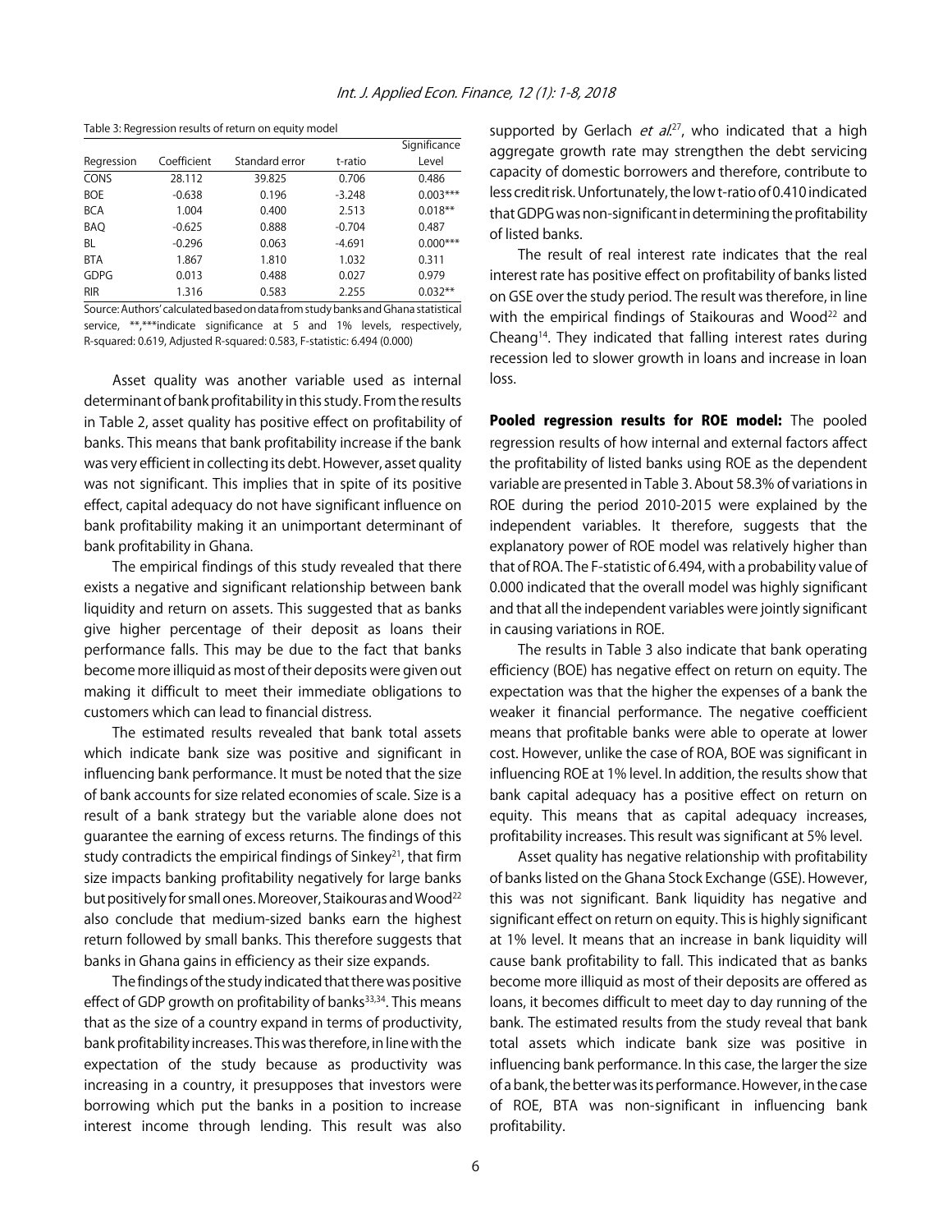Table 3: Regression results of return on equity model

| Regression | Coefficient | Standard error | t-ratio | Significance Level |
|---|---|---|---|---|
| CONS | 28.112 | 39.825 | 0.706 | 0.486 |
| BOE | -0.638 | 0.196 | -3.248 | 0.003*** |
| BCA | 1.004 | 0.400 | 2.513 | 0.018** |
| BAQ | -0.625 | 0.888 | -0.704 | 0.487 |
| BL | -0.296 | 0.063 | -4.691 | 0.000*** |
| BTA | 1.867 | 1.810 | 1.032 | 0.311 |
| GDPG | 0.013 | 0.488 | 0.027 | 0.979 |
| RIR | 1.316 | 0.583 | 2.255 | 0.032** |

Source: Authors' calculated based on data from study banks and Ghana statistical service, **,***indicate significance at 5 and 1% levels, respectively, R-squared: 0.619, Adjusted R-squared: 0.583, F-statistic: 6.494 (0.000)

Asset quality was another variable used as internal determinant of bank profitability in this study. From the results in Table 2, asset quality has positive effect on profitability of banks. This means that bank profitability increase if the bank was very efficient in collecting its debt. However, asset quality was not significant. This implies that in spite of its positive effect, capital adequacy do not have significant influence on bank profitability making it an unimportant determinant of bank profitability in Ghana.

The empirical findings of this study revealed that there exists a negative and significant relationship between bank liquidity and return on assets. This suggested that as banks give higher percentage of their deposit as loans their performance falls. This may be due to the fact that banks become more illiquid as most of their deposits were given out making it difficult to meet their immediate obligations to customers which can lead to financial distress.

The estimated results revealed that bank total assets which indicate bank size was positive and significant in influencing bank performance. It must be noted that the size of bank accounts for size related economies of scale. Size is a result of a bank strategy but the variable alone does not guarantee the earning of excess returns. The findings of this study contradicts the empirical findings of Sinkey[21], that firm size impacts banking profitability negatively for large banks but positively for small ones. Moreover, Staikouras and Wood[22] also conclude that medium-sized banks earn the highest return followed by small banks. This therefore suggests that banks in Ghana gains in efficiency as their size expands.

The findings of the study indicated that there was positive effect of GDP growth on profitability of banks[33,34]. This means that as the size of a country expand in terms of productivity, bank profitability increases. This was therefore, in line with the expectation of the study because as productivity was increasing in a country, it presupposes that investors were borrowing which put the banks in a position to increase interest income through lending. This result was also supported by Gerlach *et al.*[27], who indicated that a high aggregate growth rate may strengthen the debt servicing capacity of domestic borrowers and therefore, contribute to less credit risk. Unfortunately, the low t-ratio of 0.410 indicated that GDPG was non-significant in determining the profitability of listed banks.

The result of real interest rate indicates that the real interest rate has positive effect on profitability of banks listed on GSE over the study period. The result was therefore, in line with the empirical findings of Staikouras and Wood[22] and Cheang[14]. They indicated that falling interest rates during recession led to slower growth in loans and increase in loan loss.

**Pooled regression results for ROE model:** The pooled regression results of how internal and external factors affect the profitability of listed banks using ROE as the dependent variable are presented in Table 3. About 58.3% of variations in ROE during the period 2010-2015 were explained by the independent variables. It therefore, suggests that the explanatory power of ROE model was relatively higher than that of ROA. The F-statistic of 6.494, with a probability value of 0.000 indicated that the overall model was highly significant and that all the independent variables were jointly significant in causing variations in ROE.

The results in Table 3 also indicate that bank operating efficiency (BOE) has negative effect on return on equity. The expectation was that the higher the expenses of a bank the weaker it financial performance. The negative coefficient means that profitable banks were able to operate at lower cost. However, unlike the case of ROA, BOE was significant in influencing ROE at 1% level. In addition, the results show that bank capital adequacy has a positive effect on return on equity. This means that as capital adequacy increases, profitability increases. This result was significant at 5% level.

Asset quality has negative relationship with profitability of banks listed on the Ghana Stock Exchange (GSE). However, this was not significant. Bank liquidity has negative and significant effect on return on equity. This is highly significant at 1% level. It means that an increase in bank liquidity will cause bank profitability to fall. This indicated that as banks become more illiquid as most of their deposits are offered as loans, it becomes difficult to meet day to day running of the bank. The estimated results from the study reveal that bank total assets which indicate bank size was positive in influencing bank performance. In this case, the larger the size of a bank, the better was its performance. However, in the case of ROE, BTA was non-significant in influencing bank profitability.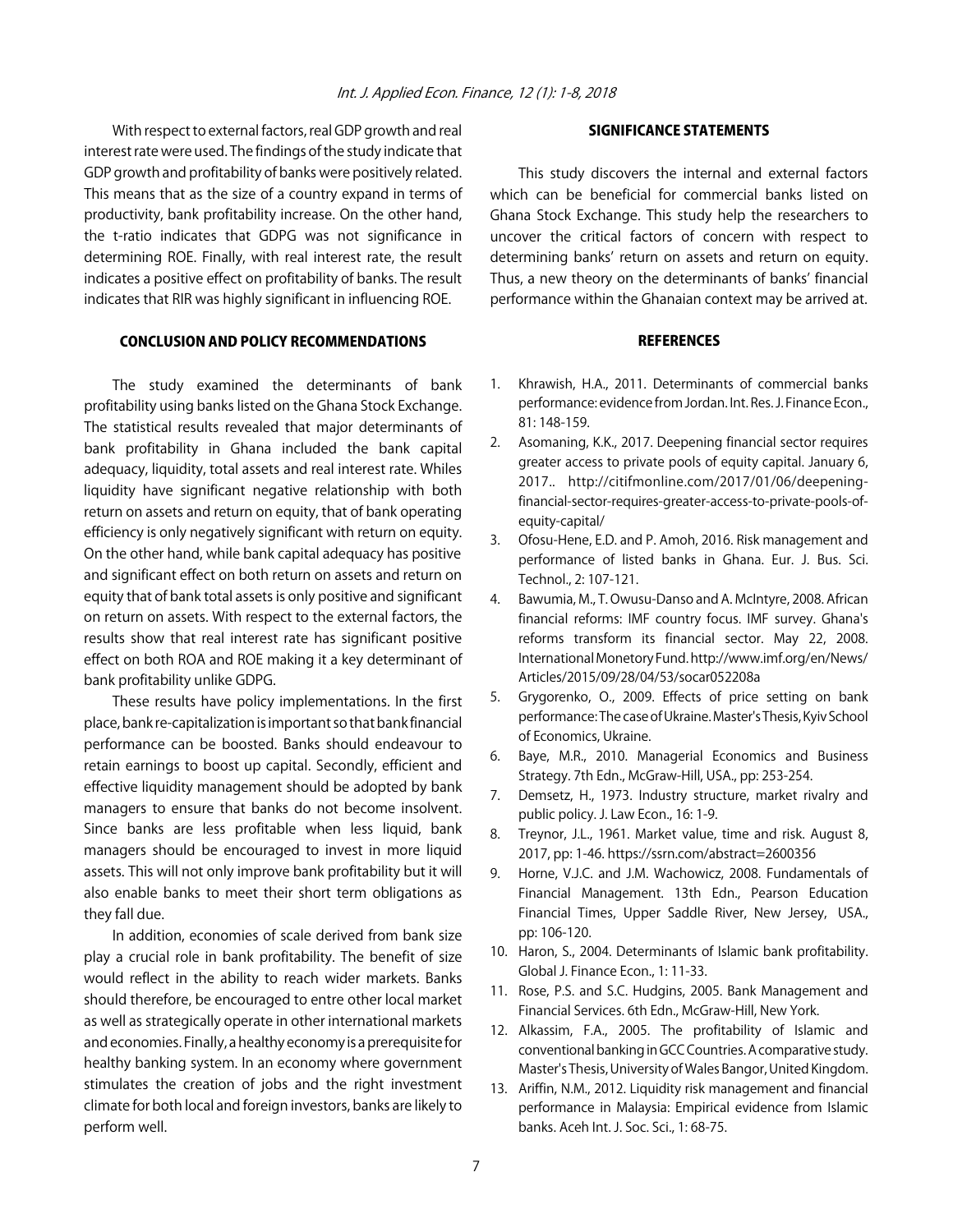With respect to external factors, real GDP growth and real interest rate were used. The findings of the study indicate that GDP growth and profitability of banks were positively related. This means that as the size of a country expand in terms of productivity, bank profitability increase. On the other hand, the t-ratio indicates that GDPG was not significance in determining ROE. Finally, with real interest rate, the result indicates a positive effect on profitability of banks. The result indicates that RIR was highly significant in influencing ROE.

## CONCLUSION AND POLICY RECOMMENDATIONS

The study examined the determinants of bank profitability using banks listed on the Ghana Stock Exchange. The statistical results revealed that major determinants of bank profitability in Ghana included the bank capital adequacy, liquidity, total assets and real interest rate. Whiles liquidity have significant negative relationship with both return on assets and return on equity, that of bank operating efficiency is only negatively significant with return on equity. On the other hand, while bank capital adequacy has positive and significant effect on both return on assets and return on equity that of bank total assets is only positive and significant on return on assets. With respect to the external factors, the results show that real interest rate has significant positive effect on both ROA and ROE making it a key determinant of bank profitability unlike GDPG.

These results have policy implementations. In the first place, bank re-capitalization is important so that bank financial performance can be boosted. Banks should endeavour to retain earnings to boost up capital. Secondly, efficient and effective liquidity management should be adopted by bank managers to ensure that banks do not become insolvent. Since banks are less profitable when less liquid, bank managers should be encouraged to invest in more liquid assets. This will not only improve bank profitability but it will also enable banks to meet their short term obligations as they fall due.

In addition, economies of scale derived from bank size play a crucial role in bank profitability. The benefit of size would reflect in the ability to reach wider markets. Banks should therefore, be encouraged to entre other local market as well as strategically operate in other international markets and economies. Finally, a healthy economy is a prerequisite for healthy banking system. In an economy where government stimulates the creation of jobs and the right investment climate for both local and foreign investors, banks are likely to perform well.

## SIGNIFICANCE STATEMENTS

This study discovers the internal and external factors which can be beneficial for commercial banks listed on Ghana Stock Exchange. This study help the researchers to uncover the critical factors of concern with respect to determining banks' return on assets and return on equity. Thus, a new theory on the determinants of banks' financial performance within the Ghanaian context may be arrived at.

## REFERENCES

1. Khrawish, H.A., 2011. Determinants of commercial banks performance: evidence from Jordan. Int. Res. J. Finance Econ., 81: 148-159.
2. Asomaning, K.K., 2017. Deepening financial sector requires greater access to private pools of equity capital. January 6, 2017.. http://citifmonline.com/2017/01/06/deepening-financial-sector-requires-greater-access-to-private-pools-of-equity-capital/
3. Ofosu-Hene, E.D. and P. Amoh, 2016. Risk management and performance of listed banks in Ghana. Eur. J. Bus. Sci. Technol., 2: 107-121.
4. Bawumia, M., T. Owusu-Danso and A. McIntyre, 2008. African financial reforms: IMF country focus. IMF survey. Ghana's reforms transform its financial sector. May 22, 2008. International Monetory Fund. http://www.imf.org/en/News/Articles/2015/09/28/04/53/socar052208a
5. Grygorenko, O., 2009. Effects of price setting on bank performance: The case of Ukraine. Master's Thesis, Kyiv School of Economics, Ukraine.
6. Baye, M.R., 2010. Managerial Economics and Business Strategy. 7th Edn., McGraw-Hill, USA., pp: 253-254.
7. Demsetz, H., 1973. Industry structure, market rivalry and public policy. J. Law Econ., 16: 1-9.
8. Treynor, J.L., 1961. Market value, time and risk. August 8, 2017, pp: 1-46. https://ssrn.com/abstract=2600356
9. Horne, V.J.C. and J.M. Wachowicz, 2008. Fundamentals of Financial Management. 13th Edn., Pearson Education Financial Times, Upper Saddle River, New Jersey, USA., pp: 106-120.
10. Haron, S., 2004. Determinants of Islamic bank profitability. Global J. Finance Econ., 1: 11-33.
11. Rose, P.S. and S.C. Hudgins, 2005. Bank Management and Financial Services. 6th Edn., McGraw-Hill, New York.
12. Alkassim, F.A., 2005. The profitability of Islamic and conventional banking in GCC Countries. A comparative study. Master's Thesis, University of Wales Bangor, United Kingdom.
13. Ariffin, N.M., 2012. Liquidity risk management and financial performance in Malaysia: Empirical evidence from Islamic banks. Aceh Int. J. Soc. Sci., 1: 68-75.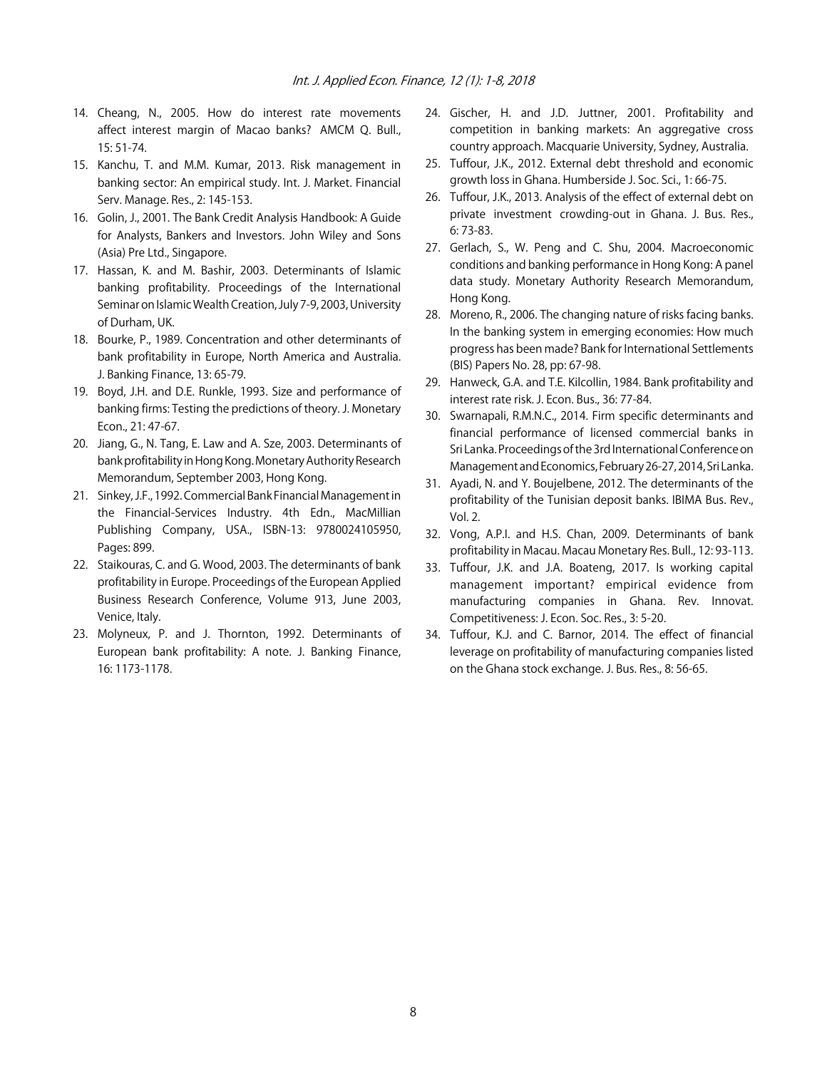14. Cheang, N., 2005. How do interest rate movements affect interest margin of Macao banks? AMCM Q. Bull., 15: 51-74.
15. Kanchu, T. and M.M. Kumar, 2013. Risk management in banking sector: An empirical study. Int. J. Market. Financial Serv. Manage. Res., 2: 145-153.
16. Golin, J., 2001. The Bank Credit Analysis Handbook: A Guide for Analysts, Bankers and Investors. John Wiley and Sons (Asia) Pre Ltd., Singapore.
17. Hassan, K. and M. Bashir, 2003. Determinants of Islamic banking profitability. Proceedings of the International Seminar on Islamic Wealth Creation, July 7-9, 2003, University of Durham, UK.
18. Bourke, P., 1989. Concentration and other determinants of bank profitability in Europe, North America and Australia. J. Banking Finance, 13: 65-79.
19. Boyd, J.H. and D.E. Runkle, 1993. Size and performance of banking firms: Testing the predictions of theory. J. Monetary Econ., 21: 47-67.
20. Jiang, G., N. Tang, E. Law and A. Sze, 2003. Determinants of bank profitability in Hong Kong. Monetary Authority Research Memorandum, September 2003, Hong Kong.
21. Sinkey, J.F., 1992. Commercial Bank Financial Management in the Financial-Services Industry. 4th Edn., MacMillian Publishing Company, USA., ISBN-13: 9780024105950, Pages: 899.
22. Staikouras, C. and G. Wood, 2003. The determinants of bank profitability in Europe. Proceedings of the European Applied Business Research Conference, Volume 913, June 2003, Venice, Italy.
23. Molyneux, P. and J. Thornton, 1992. Determinants of European bank profitability: A note. J. Banking Finance, 16: 1173-1178.
24. Gischer, H. and J.D. Juttner, 2001. Profitability and competition in banking markets: An aggregative cross country approach. Macquarie University, Sydney, Australia.
25. Tuffour, J.K., 2012. External debt threshold and economic growth loss in Ghana. Humberside J. Soc. Sci., 1: 66-75.
26. Tuffour, J.K., 2013. Analysis of the effect of external debt on private investment crowding-out in Ghana. J. Bus. Res., 6: 73-83.
27. Gerlach, S., W. Peng and C. Shu, 2004. Macroeconomic conditions and banking performance in Hong Kong: A panel data study. Monetary Authority Research Memorandum, Hong Kong.
28. Moreno, R., 2006. The changing nature of risks facing banks. In the banking system in emerging economies: How much progress has been made? Bank for International Settlements (BIS) Papers No. 28, pp: 67-98.
29. Hanweck, G.A. and T.E. Kilcollin, 1984. Bank profitability and interest rate risk. J. Econ. Bus., 36: 77-84.
30. Swarnapali, R.M.N.C., 2014. Firm specific determinants and financial performance of licensed commercial banks in Sri Lanka. Proceedings of the 3rd International Conference on Management and Economics, February 26-27, 2014, Sri Lanka.
31. Ayadi, N. and Y. Boujelbene, 2012. The determinants of the profitability of the Tunisian deposit banks. IBIMA Bus. Rev., Vol. 2.
32. Vong, A.P.I. and H.S. Chan, 2009. Determinants of bank profitability in Macau. Macau Monetary Res. Bull., 12: 93-113.
33. Tuffour, J.K. and J.A. Boateng, 2017. Is working capital management important? empirical evidence from manufacturing companies in Ghana. Rev. Innovat. Competitiveness: J. Econ. Soc. Res., 3: 5-20.
34. Tuffour, K.J. and C. Barnor, 2014. The effect of financial leverage on profitability of manufacturing companies listed on the Ghana stock exchange. J. Bus. Res., 8: 56-65.